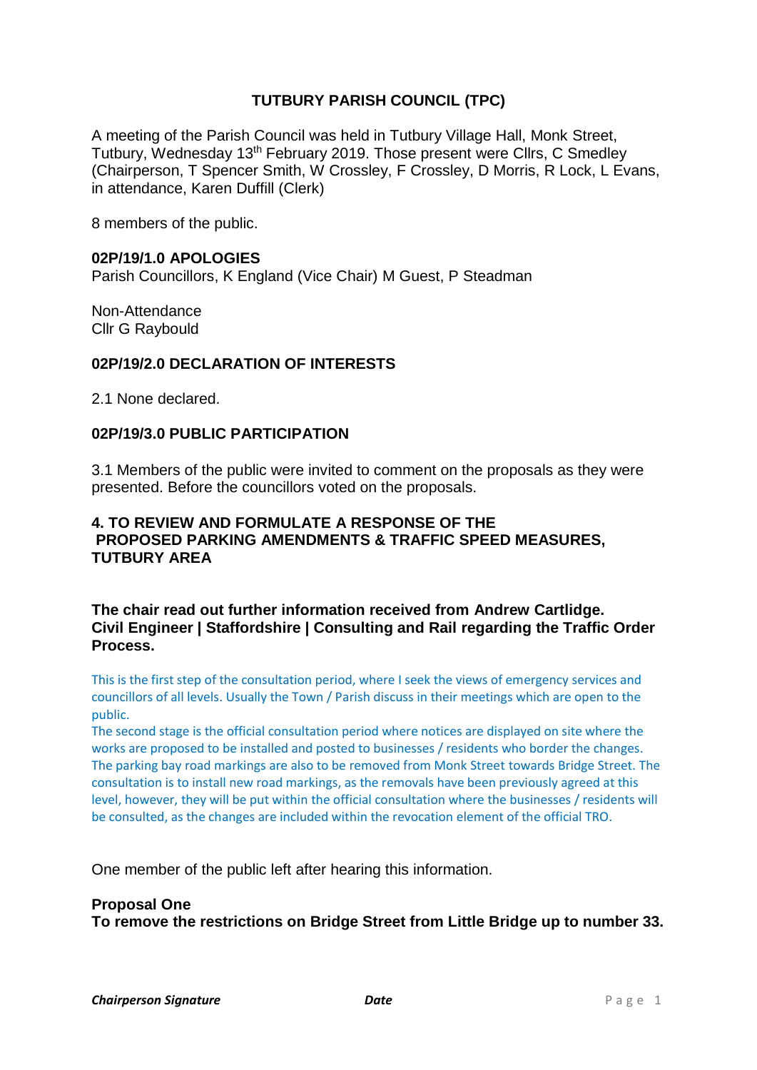# TUTBURY PARISH COUNCIL (TPC)

A meeting of the Parish Council was held in Tutbury Village Hall, Monk Street, Tutbury, Wednesday 13th February 2019. Those present were Cllrs, C Smedley (Chairperson, T Spencer Smith, W Crossley, F Crossley, D Morris, R Lock, L Evans, in attendance, Karen Duffill (Clerk)

8 members of the public.

## 02P/19/1.0 APOLOGIES

Parish Councillors, K England (Vice Chair) M Guest, P Steadman

Non-Attendance
Cllr G Raybould

## 02P/19/2.0 DECLARATION OF INTERESTS

2.1 None declared.

## 02P/19/3.0 PUBLIC PARTICIPATION

3.1 Members of the public were invited to comment on the proposals as they were presented. Before the councillors voted on the proposals.

## 4. TO REVIEW AND FORMULATE A RESPONSE OF THE PROPOSED PARKING AMENDMENTS & TRAFFIC SPEED MEASURES, TUTBURY AREA

**The chair read out further information received from Andrew Cartlidge. Civil Engineer | Staffordshire | Consulting and Rail regarding the Traffic Order Process.**

This is the first step of the consultation period, where I seek the views of emergency services and councillors of all levels. Usually the Town / Parish discuss in their meetings which are open to the public.
The second stage is the official consultation period where notices are displayed on site where the works are proposed to be installed and posted to businesses / residents who border the changes. The parking bay road markings are also to be removed from Monk Street towards Bridge Street. The consultation is to install new road markings, as the removals have been previously agreed at this level, however, they will be put within the official consultation where the businesses / residents will be consulted, as the changes are included within the revocation element of the official TRO.

One member of the public left after hearing this information.

**Proposal One**
**To remove the restrictions on Bridge Street from Little Bridge up to number 33.**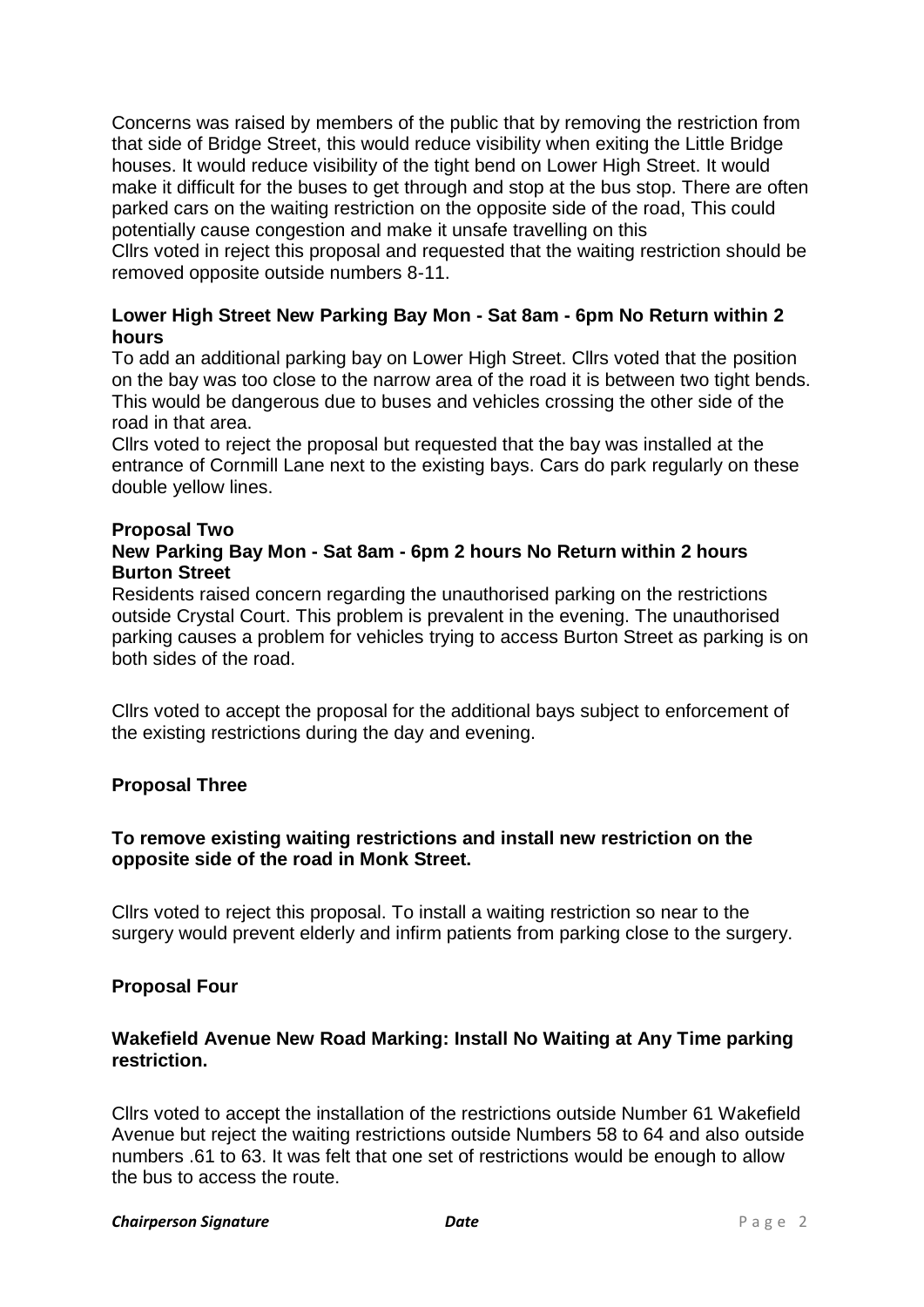Concerns was raised by members of the public that by removing the restriction from that side of Bridge Street, this would reduce visibility when exiting the Little Bridge houses. It would reduce visibility of the tight bend on Lower High Street. It would make it difficult for the buses to get through and stop at the bus stop. There are often parked cars on the waiting restriction on the opposite side of the road, This could potentially cause congestion and make it unsafe travelling on this

Cllrs voted in reject this proposal and requested that the waiting restriction should be removed opposite outside numbers 8-11.

**Lower High Street New Parking Bay Mon - Sat 8am - 6pm No Return within 2 hours**

To add an additional parking bay on Lower High Street. Cllrs voted that the position on the bay was too close to the narrow area of the road it is between two tight bends. This would be dangerous due to buses and vehicles crossing the other side of the road in that area.

Cllrs voted to reject the proposal but requested that the bay was installed at the entrance of Cornmill Lane next to the existing bays. Cars do park regularly on these double yellow lines.

**Proposal Two**

**New Parking Bay Mon - Sat 8am - 6pm 2 hours No Return within 2 hours Burton Street**

Residents raised concern regarding the unauthorised parking on the restrictions outside Crystal Court. This problem is prevalent in the evening. The unauthorised parking causes a problem for vehicles trying to access Burton Street as parking is on both sides of the road.

Cllrs voted to accept the proposal for the additional bays subject to enforcement of the existing restrictions during the day and evening.

**Proposal Three**

**To remove existing waiting restrictions and install new restriction on the opposite side of the road in Monk Street.**

Cllrs voted to reject this proposal. To install a waiting restriction so near to the surgery would prevent elderly and infirm patients from parking close to the surgery.

**Proposal Four**

**Wakefield Avenue New Road Marking: Install No Waiting at Any Time parking restriction.**

Cllrs voted to accept the installation of the restrictions outside Number 61 Wakefield Avenue but reject the waiting restrictions outside Numbers 58 to 64 and also outside numbers .61 to 63. It was felt that one set of restrictions would be enough to allow the bus to access the route.

***Chairperson Signature*** ***Date***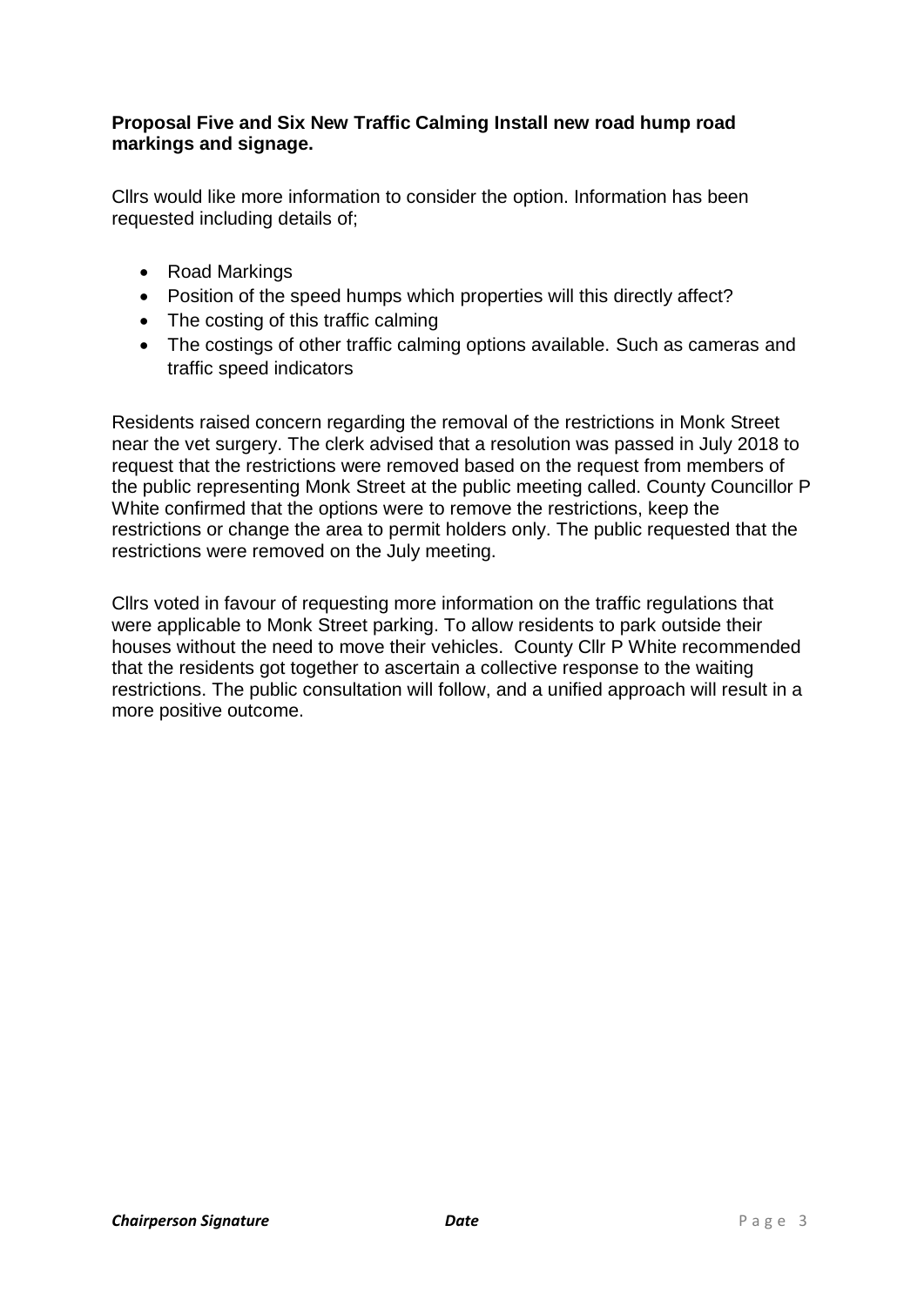**Proposal Five and Six New Traffic Calming Install new road hump road markings and signage.**

Cllrs would like more information to consider the option. Information has been requested including details of;

- Road Markings
- Position of the speed humps which properties will this directly affect?
- The costing of this traffic calming
- The costings of other traffic calming options available. Such as cameras and traffic speed indicators

Residents raised concern regarding the removal of the restrictions in Monk Street near the vet surgery. The clerk advised that a resolution was passed in July 2018 to request that the restrictions were removed based on the request from members of the public representing Monk Street at the public meeting called. County Councillor P White confirmed that the options were to remove the restrictions, keep the restrictions or change the area to permit holders only. The public requested that the restrictions were removed on the July meeting.

Cllrs voted in favour of requesting more information on the traffic regulations that were applicable to Monk Street parking. To allow residents to park outside their houses without the need to move their vehicles. County Cllr P White recommended that the residents got together to ascertain a collective response to the waiting restrictions. The public consultation will follow, and a unified approach will result in a more positive outcome.

***Chairperson Signature*** ***Date***